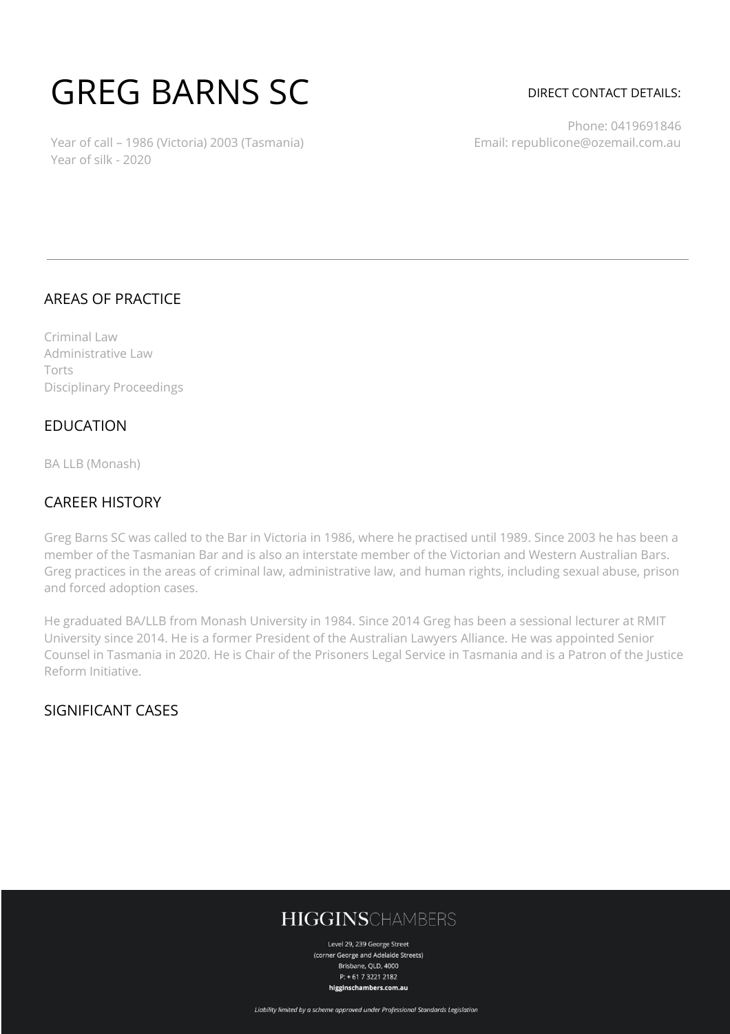# GREG BARNS SC

Year of call – 1986 (Victoria) 2003 (Tasmania)
Year of silk - 2020

DIRECT CONTACT DETAILS:

Phone: 0419691846
Email: republicone@ozemail.com.au

---

## AREAS OF PRACTICE

Criminal Law
Administrative Law
Torts
Disciplinary Proceedings

## EDUCATION

BA LLB (Monash)

## CAREER HISTORY

Greg Barns SC was called to the Bar in Victoria in 1986, where he practised until 1989. Since 2003 he has been a member of the Tasmanian Bar and is also an interstate member of the Victorian and Western Australian Bars. Greg practices in the areas of criminal law, administrative law, and human rights, including sexual abuse, prison and forced adoption cases.

He graduated BA/LLB from Monash University in 1984. Since 2014 Greg has been a sessional lecturer at RMIT University since 2014. He is a former President of the Australian Lawyers Alliance. He was appointed Senior Counsel in Tasmania in 2020. He is Chair of the Prisoners Legal Service in Tasmania and is a Patron of the Justice Reform Initiative.

## SIGNIFICANT CASES

**HIGGINS**CHAMBERS

Level 29, 239 George Street
(corner George and Adelaide Streets)
Brisbane, QLD, 4000
P: + 61 7 3221 2182
**higginschambers.com.au**

*Liability limited by a scheme approved under Professional Standards Legislation*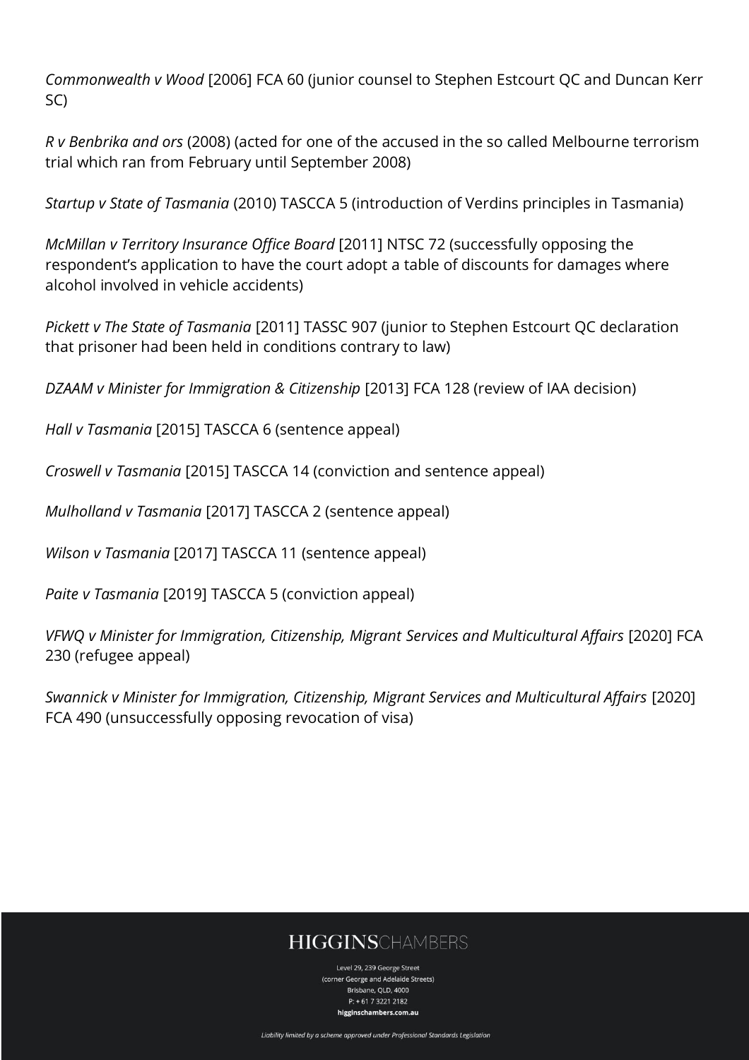*Commonwealth v Wood* [2006] FCA 60 (junior counsel to Stephen Estcourt QC and Duncan Kerr SC)

*R v Benbrika and ors* (2008) (acted for one of the accused in the so called Melbourne terrorism trial which ran from February until September 2008)

*Startup v State of Tasmania* (2010) TASCCA 5 (introduction of Verdins principles in Tasmania)

*McMillan v Territory Insurance Office Board* [2011] NTSC 72 (successfully opposing the respondent's application to have the court adopt a table of discounts for damages where alcohol involved in vehicle accidents)

*Pickett v The State of Tasmania* [2011] TASSC 907 (junior to Stephen Estcourt QC declaration that prisoner had been held in conditions contrary to law)

*DZAAM v Minister for Immigration & Citizenship* [2013] FCA 128 (review of IAA decision)

*Hall v Tasmania* [2015] TASCCA 6 (sentence appeal)

*Croswell v Tasmania* [2015] TASCCA 14 (conviction and sentence appeal)

*Mulholland v Tasmania* [2017] TASCCA 2 (sentence appeal)

*Wilson v Tasmania* [2017] TASCCA 11 (sentence appeal)

*Paite v Tasmania* [2019] TASCCA 5 (conviction appeal)

*VFWQ v Minister for Immigration, Citizenship, Migrant Services and Multicultural Affairs* [2020] FCA 230 (refugee appeal)

*Swannick v Minister for Immigration, Citizenship, Migrant Services and Multicultural Affairs* [2020] FCA 490 (unsuccessfully opposing revocation of visa)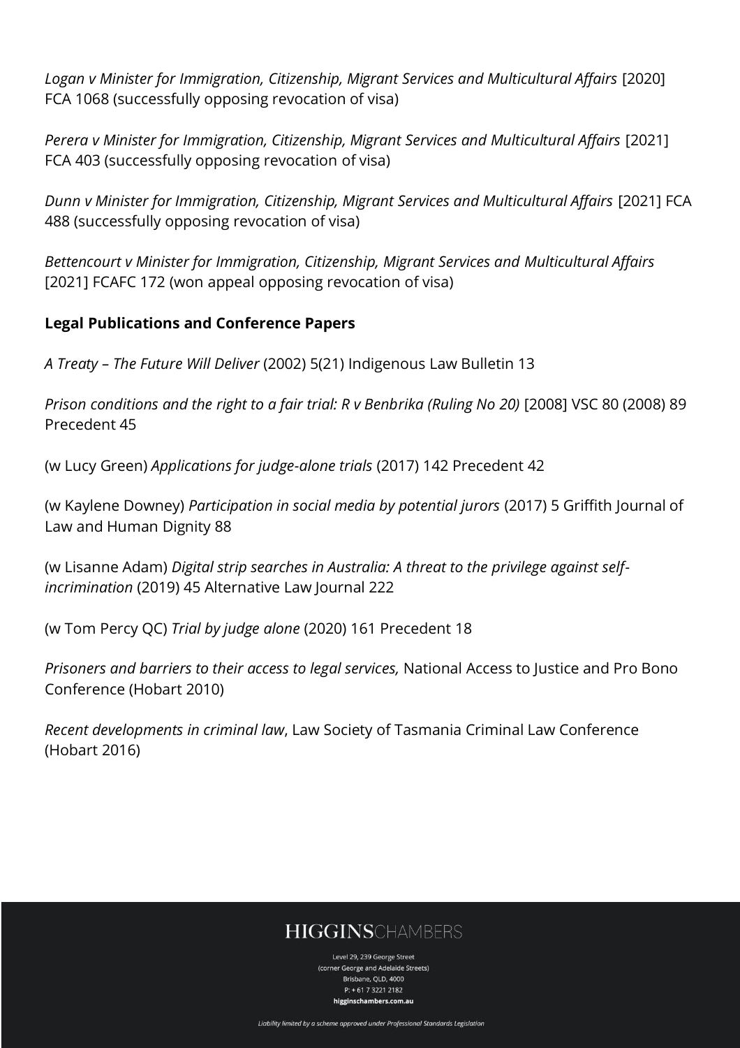*Logan v Minister for Immigration, Citizenship, Migrant Services and Multicultural Affairs* [2020] FCA 1068 (successfully opposing revocation of visa)

*Perera v Minister for Immigration, Citizenship, Migrant Services and Multicultural Affairs* [2021] FCA 403 (successfully opposing revocation of visa)

*Dunn v Minister for Immigration, Citizenship, Migrant Services and Multicultural Affairs* [2021] FCA 488 (successfully opposing revocation of visa)

*Bettencourt v Minister for Immigration, Citizenship, Migrant Services and Multicultural Affairs* [2021] FCAFC 172 (won appeal opposing revocation of visa)

**Legal Publications and Conference Papers**

*A Treaty – The Future Will Deliver* (2002) 5(21) Indigenous Law Bulletin 13

*Prison conditions and the right to a fair trial: R v Benbrika (Ruling No 20)* [2008] VSC 80 (2008) 89 Precedent 45

(w Lucy Green) *Applications for judge-alone trials* (2017) 142 Precedent 42

(w Kaylene Downey) *Participation in social media by potential jurors* (2017) 5 Griffith Journal of Law and Human Dignity 88

(w Lisanne Adam) *Digital strip searches in Australia: A threat to the privilege against self-incrimination* (2019) 45 Alternative Law Journal 222

(w Tom Percy QC) *Trial by judge alone* (2020) 161 Precedent 18

*Prisoners and barriers to their access to legal services,* National Access to Justice and Pro Bono Conference (Hobart 2010)

*Recent developments in criminal law*, Law Society of Tasmania Criminal Law Conference (Hobart 2016)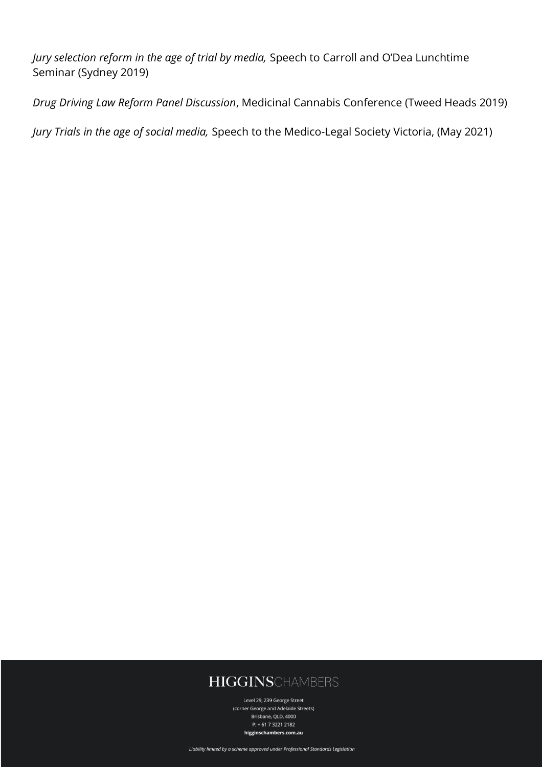*Jury selection reform in the age of trial by media,* Speech to Carroll and O'Dea Lunchtime Seminar (Sydney 2019)

*Drug Driving Law Reform Panel Discussion*, Medicinal Cannabis Conference (Tweed Heads 2019)

*Jury Trials in the age of social media,* Speech to the Medico-Legal Society Victoria, (May 2021)